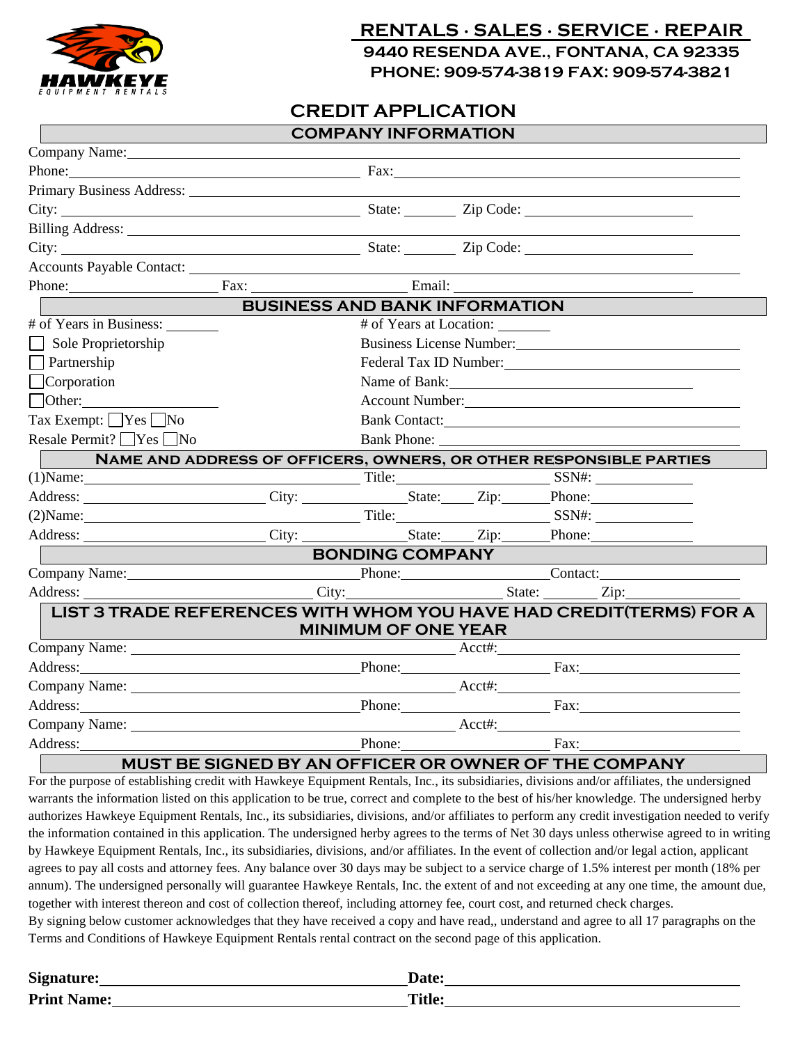**HAWKEYE** EQUIPMENT RENTALS

**RENTALS · SALES · SERVICE · REPAIR**
**9440 RESENDA AVE., FONTANA, CA 92335**
**PHONE: 909-574-3819 FAX: 909-574-3821**

# CREDIT APPLICATION

## COMPANY INFORMATION

Company Name: ____________________

Phone: ____________________ Fax: ____________________

Primary Business Address: ____________________

City: ____________________ State: ________ Zip Code: ____________________

Billing Address: ____________________

City: ____________________ State: ________ Zip Code: ____________________

Accounts Payable Contact: ____________________

Phone: ____________ Fax: ____________ Email: ____________________

## BUSINESS AND BANK INFORMATION

# of Years in Business: ________ # of Years at Location: ________

☐ Sole Proprietorship Business License Number: ____________________

☐ Partnership Federal Tax ID Number: ____________________

☐ Corporation Name of Bank: ____________________

☐ Other: ____________ Account Number: ____________________

Tax Exempt: ☐ Yes ☐ No Bank Contact: ____________________

Resale Permit? ☐ Yes ☐ No Bank Phone: ____________________

## NAME AND ADDRESS OF OFFICERS, OWNERS, OR OTHER RESPONSIBLE PARTIES

(1)Name: ____________________ Title: ____________ SSN#: ____________

Address: ____________ City: ____________ State: _____ Zip: ______ Phone: ____________

(2)Name: ____________________ Title: ____________ SSN#: ____________

Address: ____________ City: ____________ State: _____ Zip: ______ Phone: ____________

## BONDING COMPANY

Company Name: ____________ Phone: ____________ Contact: ____________

Address: ____________ City: ____________ State: ________ Zip: ____________

## LIST 3 TRADE REFERENCES WITH WHOM YOU HAVE HAD CREDIT(TERMS) FOR A MINIMUM OF ONE YEAR

Company Name: ____________________ Acct#: ____________

Address: ____________ Phone: ____________ Fax: ____________

Company Name: ____________________ Acct#: ____________

Address: ____________ Phone: ____________ Fax: ____________

Company Name: ____________________ Acct#: ____________

Address: ____________ Phone: ____________ Fax: ____________

## MUST BE SIGNED BY AN OFFICER OR OWNER OF THE COMPANY

For the purpose of establishing credit with Hawkeye Equipment Rentals, Inc., its subsidiaries, divisions and/or affiliates, the undersigned warrants the information listed on this application to be true, correct and complete to the best of his/her knowledge. The undersigned herby authorizes Hawkeye Equipment Rentals, Inc., its subsidiaries, divisions, and/or affiliates to perform any credit investigation needed to verify the information contained in this application. The undersigned herby agrees to the terms of Net 30 days unless otherwise agreed to in writing by Hawkeye Equipment Rentals, Inc., its subsidiaries, divisions, and/or affiliates. In the event of collection and/or legal action, applicant agrees to pay all costs and attorney fees. Any balance over 30 days may be subject to a service charge of 1.5% interest per month (18% per annum). The undersigned personally will guarantee Hawkeye Rentals, Inc. the extent of and not exceeding at any one time, the amount due, together with interest thereon and cost of collection thereof, including attorney fee, court cost, and returned check charges.
By signing below customer acknowledges that they have received a copy and have read,, understand and agree to all 17 paragraphs on the Terms and Conditions of Hawkeye Equipment Rentals rental contract on the second page of this application.

**Signature:** ____________________ **Date:** ____________________

**Print Name:** ____________________ **Title:** ____________________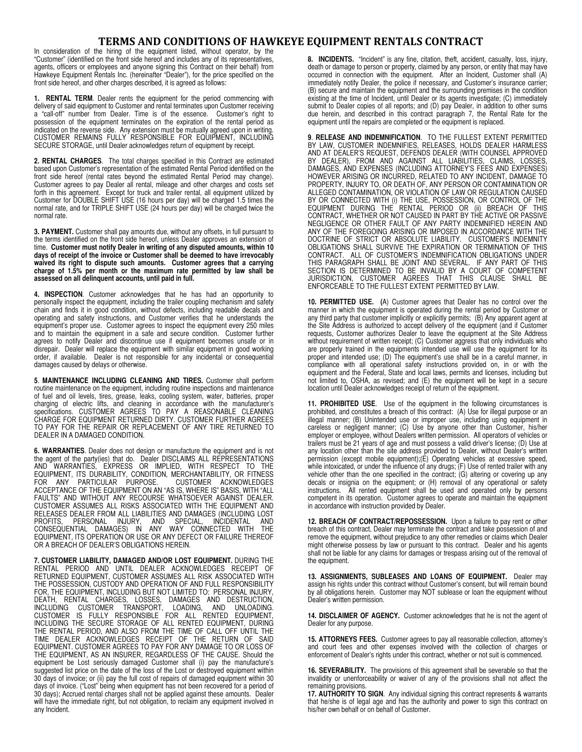# TERMS AND CONDITIONS OF HAWKEYE EQUIPMENT RENTALS CONTRACT

In consideration of the hiring of the equipment listed, without operator, by the "Customer" (identified on the front side hereof and includes any of its representatives, agents, officers or employees and anyone signing this Contract on their behalf) from Hawkeye Equipment Rentals Inc. (hereinafter "Dealer"), for the price specified on the front side hereof, and other charges described, it is agreed as follows:

**1. RENTAL TERM**. Dealer rents the equipment for the period commencing with delivery of said equipment to Customer and rental terminates upon Customer receiving a "call-off" number from Dealer. Time is of the essence. Customer's right to possession of the equipment terminates on the expiration of the rental period as indicated on the reverse side. Any extension must be mutually agreed upon in writing. CUSTOMER REMAINS FULLY RESPONSIBLE FOR EQUIPMENT, INCLUDING SECURE STORAGE, until Dealer acknowledges return of equipment by receipt.

**2. RENTAL CHARGES**. The total charges specified in this Contract are estimated based upon Customer's representation of the estimated Rental Period identified on the front side hereof (rental rates beyond the estimated Rental Period may change). Customer agrees to pay Dealer all rental, mileage and other charges and costs set forth in this agreement. Except for truck and trailer rental, all equipment utilized by Customer for DOUBLE SHIFT USE (16 hours per day) will be charged 1.5 times the normal rate, and for TRIPLE SHIFT USE (24 hours per day) will be charged twice the normal rate.

**3. PAYMENT.** Customer shall pay amounts due, without any offsets, in full pursuant to the terms identified on the front side hereof, unless Dealer approves an extension of time. **Customer must notify Dealer in writing of any disputed amounts, within 10 days of receipt of the invoice or Customer shall be deemed to have irrevocably waived its right to dispute such amounts. Customer agrees that a carrying charge of 1.5% per month or the maximum rate permitted by law shall be assessed on all delinquent accounts, until paid in full.**

**4. INSPECTION**. Customer acknowledges that he has had an opportunity to personally inspect the equipment, including the trailer coupling mechanism and safety chain and finds it in good condition, without defects, including readable decals and operating and safety instructions, and Customer verifies that he understands the equipment's proper use. Customer agrees to inspect the equipment every 250 miles and to maintain the equipment in a safe and secure condition. Customer further agrees to notify Dealer and discontinue use if equipment becomes unsafe or in disrepair. Dealer will replace the equipment with similar equipment in good working order, if available. Dealer is not responsible for any incidental or consequential damages caused by delays or otherwise.

**5**. **MAINTENANCE INCLUDING CLEANING AND TIRES.** Customer shall perform routine maintenance on the equipment, including routine inspections and maintenance of fuel and oil levels, tires, grease, leaks, cooling system, water, batteries, proper charging of electric lifts, and cleaning in accordance with the manufacturer's specifications. CUSTOMER AGREES TO PAY A REASONABLE CLEANING CHARGE FOR EQUIPMENT RETURNED DIRTY. CUSTOMER FURTHER AGREES TO PAY FOR THE REPAIR OR REPLACEMENT OF ANY TIRE RETURNED TO DEALER IN A DAMAGED CONDITION.

**6. WARRANTIES**. Dealer does not design or manufacture the equipment and is not the agent of the party(ies) that do. Dealer DISCLAIMS ALL REPRESENTATIONS AND WARRANTIES, EXPRESS OR IMPLIED, WITH RESPECT TO THE EQUIPMENT, ITS DURABILITY, CONDITION, MERCHANTABILITY, OR FITNESS FOR ANY PARTICULAR PURPOSE. CUSTOMER ACKNOWLEDGES ACCEPTANCE OF THE EQUIPMENT ON AN "AS IS, WHERE IS" BASIS, WITH "ALL FAULTS" AND WITHOUT ANY RECOURSE WHATSOEVER AGAINST DEALER. CUSTOMER ASSUMES ALL RISKS ASSOCIATED WITH THE EQUIPMENT AND RELEASES DEALER FROM ALL LIABILITIES AND DAMAGES (INCLUDING LOST PROFITS, PERSONAL INJURY, AND SPECIAL, INCIDENTAL AND CONSEQUENTIAL DAMAGES) IN ANY WAY CONNECTED WITH THE EQUIPMENT, ITS OPERATION OR USE OR ANY DEFECT OR FAILURE THEREOF OR A BREACH OF DEALER'S OBLIGATIONS HEREIN.

**7. CUSTOMER LIABILITY, DAMAGED AND/OR LOST EQUIPMENT.** DURING THE RENTAL PERIOD AND UNTIL DEALER ACKNOWLEDGES RECEIPT OF RETURNED EQUIPMENT, CUSTOMER ASSUMES ALL RISK ASSOCIATED WITH THE POSSESSION, CUSTODY AND OPERATION OF AND FULL RESPONSIBILITY FOR, THE EQUIPMENT, INCLUDING BUT NOT LIMITED TO: PERSONAL INJURY, DEATH, RENTAL CHARGES, LOSSES, DAMAGES AND DESTRUCTION, INCLUDING CUSTOMER TRANSPORT, LOADING, AND UNLOADING. CUSTOMER IS FULLY RESPONSIBLE FOR ALL RENTED EQUIPMENT, INCLUDING THE SECURE STORAGE OF ALL RENTED EQUIPMENT, DURING THE RENTAL PERIOD, AND ALSO FROM THE TIME OF CALL OFF UNTIL THE TIME DEALER ACKNOWLEDGES RECEIPT OF THE RETURN OF SAID EQUIPMENT. CUSTOMER AGREES TO PAY FOR ANY DAMAGE TO OR LOSS OF THE EQUIPMENT, AS AN INSURER, REGARDLESS OF THE CAUSE. Should the equipment be Lost seriously damaged Customer shall (i) pay the manufacture's suggested list price on the date of the loss of the Lost or destroyed equipment within 30 days of invoice; or (ii) pay the full cost of repairs of damaged equipment within 30 days of invoice. ("Lost" being when equipment has not been recovered for a period of 30 days); Accrued rental charges shall not be applied against these amounts. Dealer will have the immediate right, but not obligation, to reclaim any equipment involved in any Incident.

**8. INCIDENTS.** "Incident" is any fine, citation, theft, accident, casualty, loss, injury, death or damage to person or property, claimed by any person, or entity that may have occurred in connection with the equipment. After an Incident, Customer shall (A) immediately notify Dealer, the police if necessary, and Customer's insurance carrier; (B) secure and maintain the equipment and the surrounding premises in the condition existing at the time of Incident, until Dealer or its agents investigate; (C) immediately submit to Dealer copies of all reports; and (D) pay Dealer, in addition to other sums due herein, and described in this contract paragraph 7, the Rental Rate for the equipment until the repairs are completed or the equipment is replaced.

**9**. **RELEASE AND INDEMNIFICATION**. TO THE FULLEST EXTENT PERMITTED BY LAW, CUSTOMER INDEMNIFIES, RELEASES, HOLDS DEALER HARMLESS AND AT DEALER'S REQUEST, DEFENDS DEALER (WITH COUNSEL APPROVED BY DEALER), FROM AND AGAINST ALL LIABILITIES, CLAIMS, LOSSES, DAMAGES, AND EXPENSES (INCLUDING ATTORNEY'S FEES AND EXPENSES) HOWEVER ARISING OR INCURRED, RELATED TO ANY INCIDENT, DAMAGE TO PROPERTY, INJURY TO, OR DEATH OF, ANY PERSON OR CONTAMINATION OR ALLEGED CONTAMINATION, OR VIOLATION OF LAW OR REGULATION CAUSED BY OR CONNECTED WITH (i) THE USE, POSSESSION, OR CONTROL OF THE EQUIPMENT DURING THE RENTAL PERIOD OR (ii) BREACH OF THIS CONTRACT, WHETHER OR NOT CAUSED IN PART BY THE ACTIVE OR PASSIVE NEGLIGENCE OR OTHER FAULT OF ANY PARTY INDEMNIFIED HEREIN AND ANY OF THE FOREGOING ARISING OR IMPOSED IN ACCORDANCE WITH THE DOCTRINE OF STRICT OR ABSOLUTE LIABILITY. CUSTOMER'S INDEMNITY OBLIGATIONS SHALL SURVIVE THE EXPIRATION OR TERMINATION OF THIS CONTRACT. ALL OF CUSTOMER'S INDEMNIFICATION OBLIGATIONS UNDER THIS PARAGRAPH SHALL BE JOINT AND SEVERAL. IF ANY PART OF THIS SECTION IS DETERMINED TO BE INVALID BY A COURT OF COMPETENT JURISDICTION, CUSTOMER AGREES THAT THIS CLAUSE SHALL BE ENFORCEABLE TO THE FULLEST EXTENT PERMITTED BY LAW.

**10. PERMITTED USE.** (A) Customer agrees that Dealer has no control over the manner in which the equipment is operated during the rental period by Customer or any third party that customer implicitly or explicitly permits; (B) Any apparent agent at the Site Address is authorized to accept delivery of the equipment (and if Customer requests, Customer authorizes Dealer to leave the equipment at the Site Address without requirement of written receipt; (C) Customer aggress that only individuals who are properly trained in the equipments intended use will use the equipment for its proper and intended use; (D) The equipment's use shall be in a careful manner, in compliance with all operational safety instructions provided on, in or with the equipment and the Federal, State and local laws, permits and licenses, including but not limited to, OSHA, as revised; and (E) the equipment will be kept in a secure location until Dealer acknowledges receipt of return of the equipment.

**11. PROHIBITED USE**. Use of the equipment in the following circumstances is prohibited, and constitutes a breach of this contract: (A) Use for illegal purpose or an illegal manner; (B) Unintended use or improper use, including using equipment in careless or negligent manner; (C) Use by anyone other than Customer, his/her employer or employee, without Dealers written permission. All operators of vehicles or trailers must be 21 years of age and must possess a valid driver's license; (D) Use at any location other than the site address provided to Dealer, without Dealer's written permission (except mobile equipment);(E) Operating vehicles at excessive speed, while intoxicated, or under the influence of any drugs; (F) Use of rented trailer with any vehicle other than the one specified in the contract; (G) altering or covering up any decals or insignia on the equipment; or (H) removal of any operational or safety instructions. All rented equipment shall be used and operated only by persons competent in its operation. Customer agrees to operate and maintain the equipment in accordance with instruction provided by Dealer.

**12. BREACH OF CONTRACT/REPOSSESSION.** Upon a failure to pay rent or other breach of this contract, Dealer may terminate the contract and take possession of and remove the equipment, without prejudice to any other remedies or claims which Dealer might otherwise possess by law or pursuant to this contract. Dealer and his agents shall not be liable for any claims for damages or trespass arising out of the removal of the equipment.

**13. ASSIGNMENTS, SUBLEASES AND LOANS OF EQUIPMENT.** Dealer may assign his rights under this contract without Customer's consent, but will remain bound by all obligations herein. Customer may NOT sublease or loan the equipment without Dealer's written permission.

**14. DISCLAIMER OF AGENCY.** Customer acknowledges that he is not the agent of Dealer for any purpose.

**15. ATTORNEYS FEES.** Customer agrees to pay all reasonable collection, attorney's and court fees and other expenses involved with the collection of charges or enforcement of Dealer's rights under this contract, whether or not suit is commenced.

**16. SEVERABILITY.** The provisions of this agreement shall be severable so that the invalidity or unenforceability or waiver of any of the provisions shall not affect the remaining provisions.

**17. AUTHORITY TO SIGN**. Any individual signing this contract represents & warrants that he/she is of legal age and has the authority and power to sign this contract on his/her own behalf or on behalf of Customer.